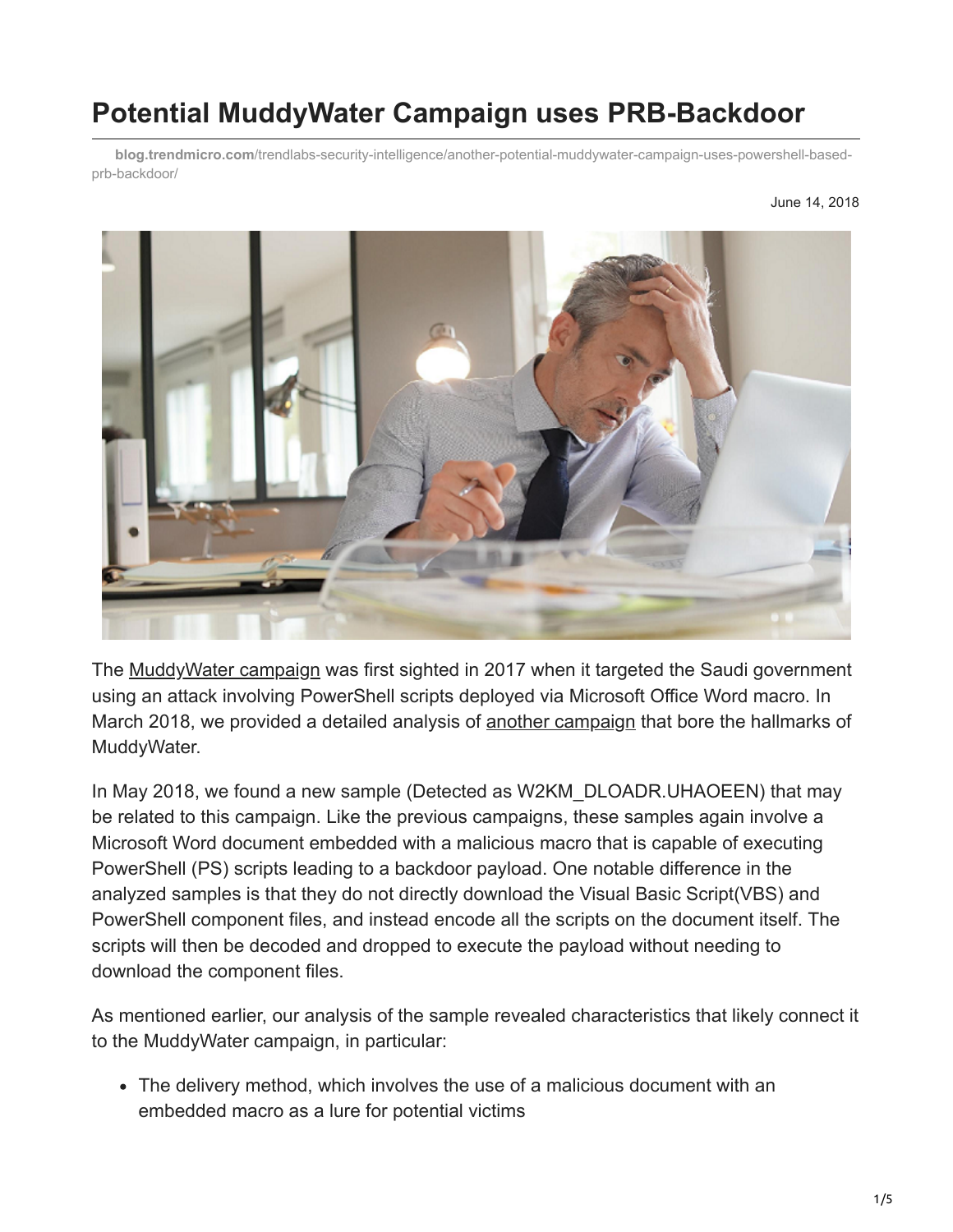# Potential MuddyWater Campaign uses PRB-Backdoor

**blog.trendmicro.com**/trendlabs-security-intelligence/another-potential-muddywater-campaign-uses-powershell-based-prb-backdoor/

June 14, 2018

The MuddyWater campaign was first sighted in 2017 when it targeted the Saudi government using an attack involving PowerShell scripts deployed via Microsoft Office Word macro. In March 2018, we provided a detailed analysis of another campaign that bore the hallmarks of MuddyWater.

In May 2018, we found a new sample (Detected as W2KM_DLOADR.UHAOEEN) that may be related to this campaign. Like the previous campaigns, these samples again involve a Microsoft Word document embedded with a malicious macro that is capable of executing PowerShell (PS) scripts leading to a backdoor payload. One notable difference in the analyzed samples is that they do not directly download the Visual Basic Script(VBS) and PowerShell component files, and instead encode all the scripts on the document itself. The scripts will then be decoded and dropped to execute the payload without needing to download the component files.

As mentioned earlier, our analysis of the sample revealed characteristics that likely connect it to the MuddyWater campaign, in particular:

- The delivery method, which involves the use of a malicious document with an embedded macro as a lure for potential victims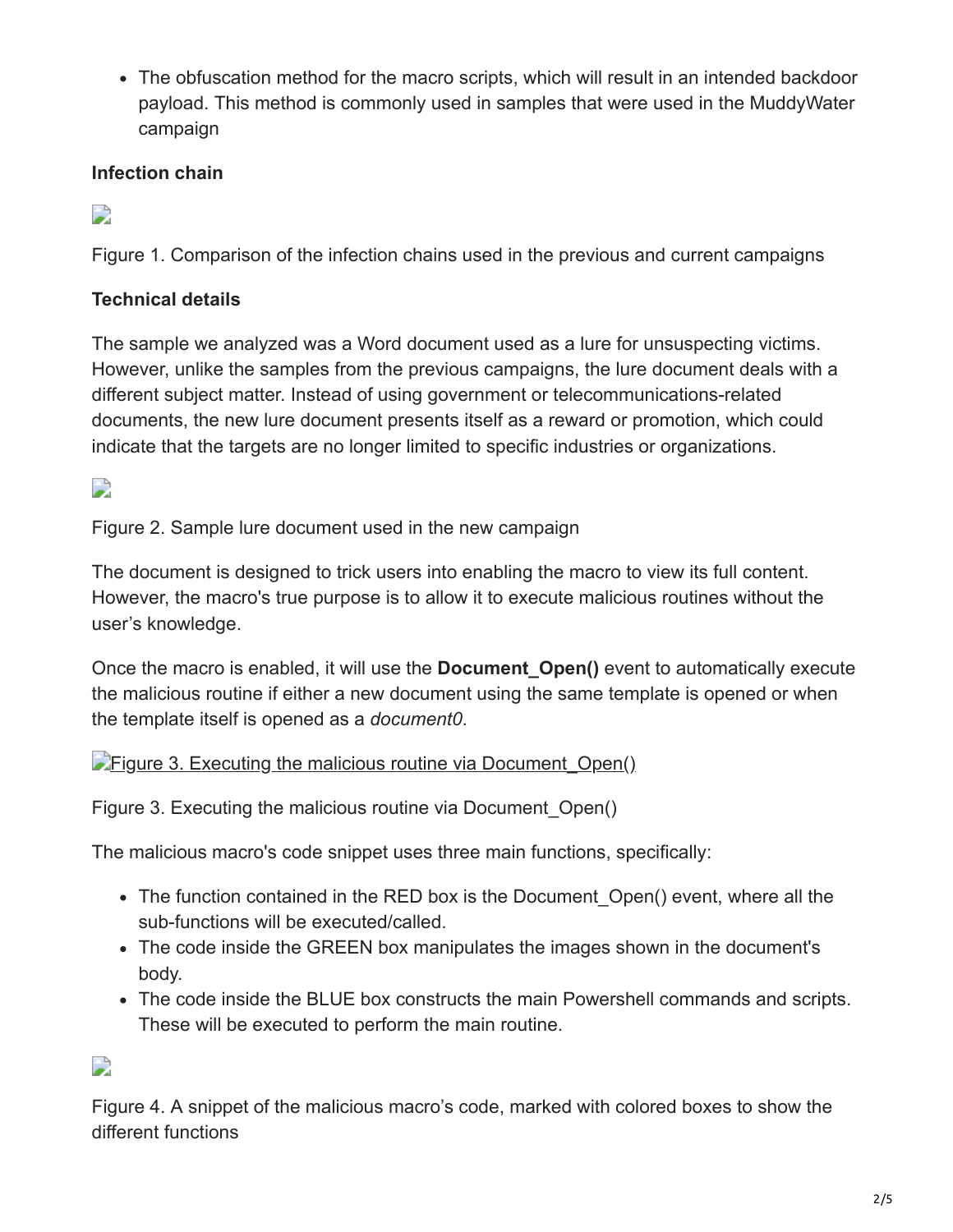- The obfuscation method for the macro scripts, which will result in an intended backdoor payload. This method is commonly used in samples that were used in the MuddyWater campaign

**Infection chain**

Figure 1. Comparison of the infection chains used in the previous and current campaigns

**Technical details**

The sample we analyzed was a Word document used as a lure for unsuspecting victims. However, unlike the samples from the previous campaigns, the lure document deals with a different subject matter. Instead of using government or telecommunications-related documents, the new lure document presents itself as a reward or promotion, which could indicate that the targets are no longer limited to specific industries or organizations.

Figure 2. Sample lure document used in the new campaign

The document is designed to trick users into enabling the macro to view its full content. However, the macro's true purpose is to allow it to execute malicious routines without the user's knowledge.

Once the macro is enabled, it will use the **Document_Open()** event to automatically execute the malicious routine if either a new document using the same template is opened or when the template itself is opened as a *document0*.

Figure 3. Executing the malicious routine via Document_Open()

Figure 3. Executing the malicious routine via Document_Open()

The malicious macro's code snippet uses three main functions, specifically:

- The function contained in the RED box is the Document_Open() event, where all the sub-functions will be executed/called.
- The code inside the GREEN box manipulates the images shown in the document's body.
- The code inside the BLUE box constructs the main Powershell commands and scripts. These will be executed to perform the main routine.

Figure 4. A snippet of the malicious macro's code, marked with colored boxes to show the different functions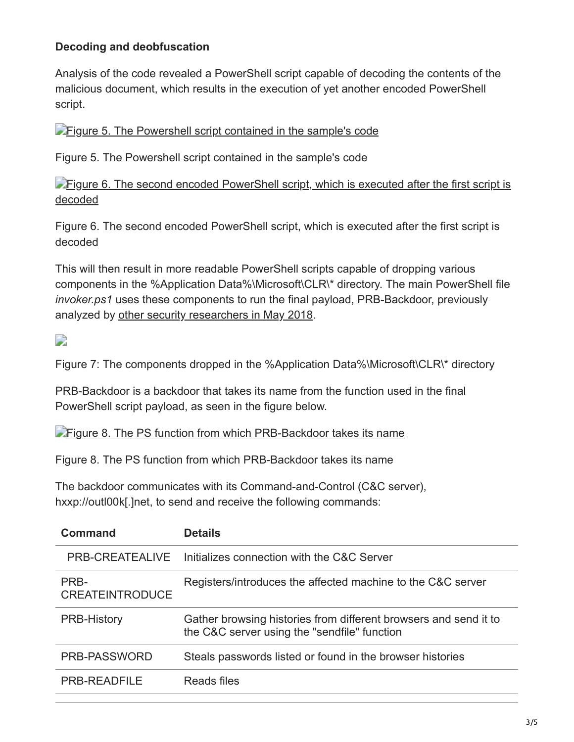**Decoding and deobfuscation**

Analysis of the code revealed a PowerShell script capable of decoding the contents of the malicious document, which results in the execution of yet another encoded PowerShell script.

[Figure 5. The Powershell script contained in the sample's code]

Figure 5. The Powershell script contained in the sample's code

[Figure 6. The second encoded PowerShell script, which is executed after the first script is decoded]

Figure 6. The second encoded PowerShell script, which is executed after the first script is decoded

This will then result in more readable PowerShell scripts capable of dropping various components in the %Application Data%\Microsoft\CLR\* directory. The main PowerShell file *invoker.ps1* uses these components to run the final payload, PRB-Backdoor, previously analyzed by other security researchers in May 2018.

Figure 7: The components dropped in the %Application Data%\Microsoft\CLR\* directory

PRB-Backdoor is a backdoor that takes its name from the function used in the final PowerShell script payload, as seen in the figure below.

[Figure 8. The PS function from which PRB-Backdoor takes its name]

Figure 8. The PS function from which PRB-Backdoor takes its name

The backdoor communicates with its Command-and-Control (C&C server), hxxp://outl00k[.]net, to send and receive the following commands:

| Command | Details |
|---|---|
| PRB-CREATEALIVE | Initializes connection with the C&C Server |
| PRB-CREATEINTRODUCE | Registers/introduces the affected machine to the C&C server |
| PRB-History | Gather browsing histories from different browsers and send it to the C&C server using the "sendfile" function |
| PRB-PASSWORD | Steals passwords listed or found in the browser histories |
| PRB-READFILE | Reads files |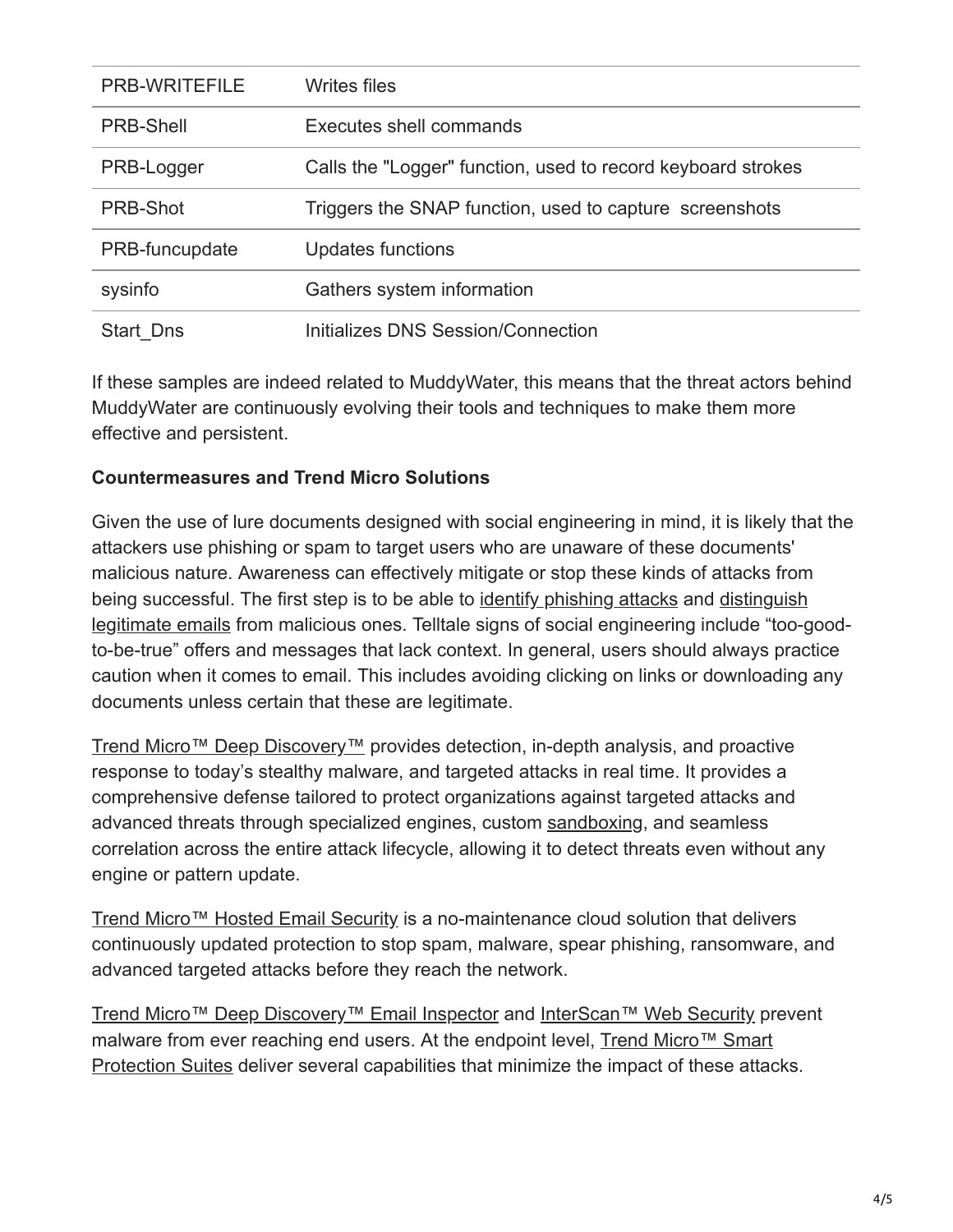| | |
|---|---|
| PRB-WRITEFILE | Writes files |
| PRB-Shell | Executes shell commands |
| PRB-Logger | Calls the "Logger" function, used to record keyboard strokes |
| PRB-Shot | Triggers the SNAP function, used to capture screenshots |
| PRB-funcupdate | Updates functions |
| sysinfo | Gathers system information |
| Start_Dns | Initializes DNS Session/Connection |

If these samples are indeed related to MuddyWater, this means that the threat actors behind MuddyWater are continuously evolving their tools and techniques to make them more effective and persistent.

**Countermeasures and Trend Micro Solutions**

Given the use of lure documents designed with social engineering in mind, it is likely that the attackers use phishing or spam to target users who are unaware of these documents' malicious nature. Awareness can effectively mitigate or stop these kinds of attacks from being successful. The first step is to be able to identify phishing attacks and distinguish legitimate emails from malicious ones. Telltale signs of social engineering include "too-good-to-be-true" offers and messages that lack context. In general, users should always practice caution when it comes to email. This includes avoiding clicking on links or downloading any documents unless certain that these are legitimate.

Trend Micro™ Deep Discovery™ provides detection, in-depth analysis, and proactive response to today's stealthy malware, and targeted attacks in real time. It provides a comprehensive defense tailored to protect organizations against targeted attacks and advanced threats through specialized engines, custom sandboxing, and seamless correlation across the entire attack lifecycle, allowing it to detect threats even without any engine or pattern update.

Trend Micro™ Hosted Email Security is a no-maintenance cloud solution that delivers continuously updated protection to stop spam, malware, spear phishing, ransomware, and advanced targeted attacks before they reach the network.

Trend Micro™ Deep Discovery™ Email Inspector and InterScan™ Web Security prevent malware from ever reaching end users. At the endpoint level, Trend Micro™ Smart Protection Suites deliver several capabilities that minimize the impact of these attacks.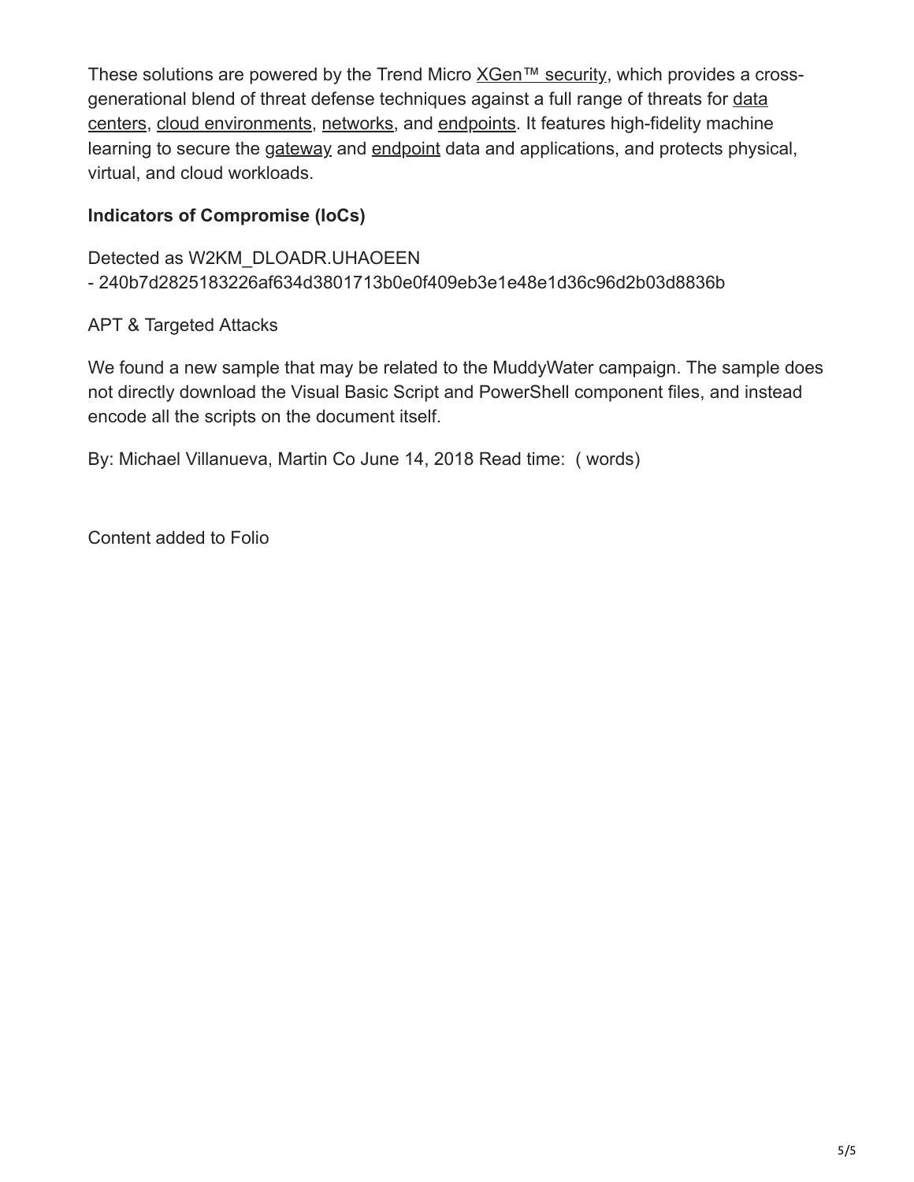These solutions are powered by the Trend Micro XGen™ security, which provides a cross-generational blend of threat defense techniques against a full range of threats for data centers, cloud environments, networks, and endpoints. It features high-fidelity machine learning to secure the gateway and endpoint data and applications, and protects physical, virtual, and cloud workloads.

**Indicators of Compromise (IoCs)**

Detected as W2KM_DLOADR.UHAOEEN
- 240b7d2825183226af634d3801713b0e0f409eb3e1e48e1d36c96d2b03d8836b

APT & Targeted Attacks

We found a new sample that may be related to the MuddyWater campaign. The sample does not directly download the Visual Basic Script and PowerShell component files, and instead encode all the scripts on the document itself.

By: Michael Villanueva, Martin Co June 14, 2018 Read time: ( words)

Content added to Folio